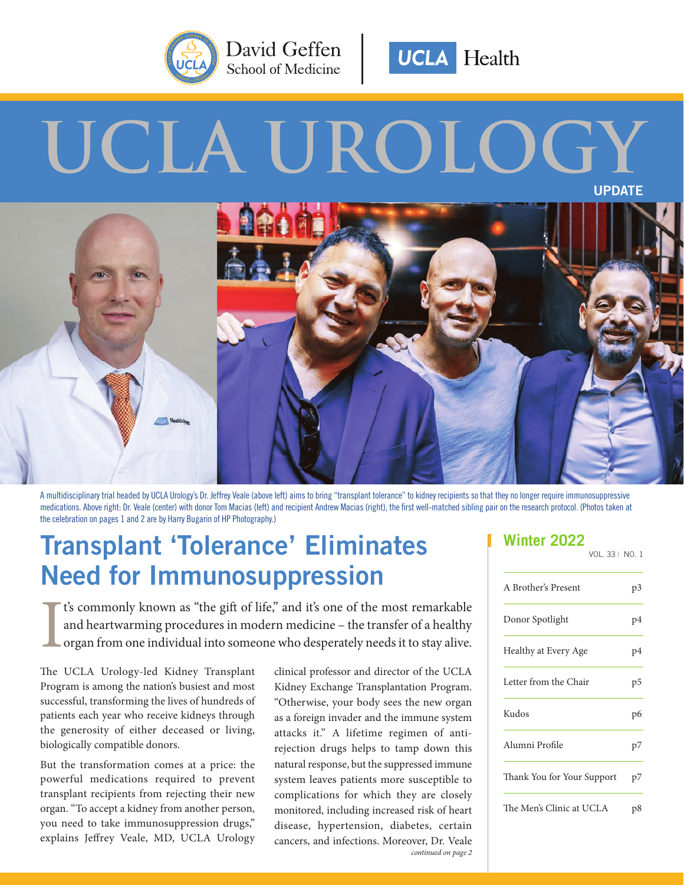David Geffen School of Medicine | UCLA Health

# UCLA UROLOGY UPDATE

A multidisciplinary trial headed by UCLA Urology's Dr. Jeffrey Veale (above left) aims to bring "transplant tolerance" to kidney recipients so that they no longer require immunosuppressive medications. Above right: Dr. Veale (center) with donor Tom Macias (left) and recipient Andrew Macias (right), the first well-matched sibling pair on the research protocol. (Photos taken at the celebration on pages 1 and 2 are by Harry Bugarin of HP Photography.)

**Winter 2022**

VOL. 33 | NO. 1

| | |
|---|---|
| A Brother's Present | p3 |
| Donor Spotlight | p4 |
| Healthy at Every Age | p4 |
| Letter from the Chair | p5 |
| Kudos | p6 |
| Alumni Profile | p7 |
| Thank You for Your Support | p7 |
| The Men's Clinic at UCLA | p8 |

## Transplant 'Tolerance' Eliminates Need for Immunosuppression

It's commonly known as "the gift of life," and it's one of the most remarkable and heartwarming procedures in modern medicine – the transfer of a healthy organ from one individual into someone who desperately needs it to stay alive.

The UCLA Urology-led Kidney Transplant Program is among the nation's busiest and most successful, transforming the lives of hundreds of patients each year who receive kidneys through the generosity of either deceased or living, biologically compatible donors.

But the transformation comes at a price: the powerful medications required to prevent transplant recipients from rejecting their new organ. "To accept a kidney from another person, you need to take immunosuppression drugs," explains Jeffrey Veale, MD, UCLA Urology clinical professor and director of the UCLA Kidney Exchange Transplantation Program. "Otherwise, your body sees the new organ as a foreign invader and the immune system attacks it." A lifetime regimen of anti-rejection drugs helps to tamp down this natural response, but the suppressed immune system leaves patients more susceptible to complications for which they are closely monitored, including increased risk of heart disease, hypertension, diabetes, certain cancers, and infections. Moreover, Dr. Veale

*continued on page 2*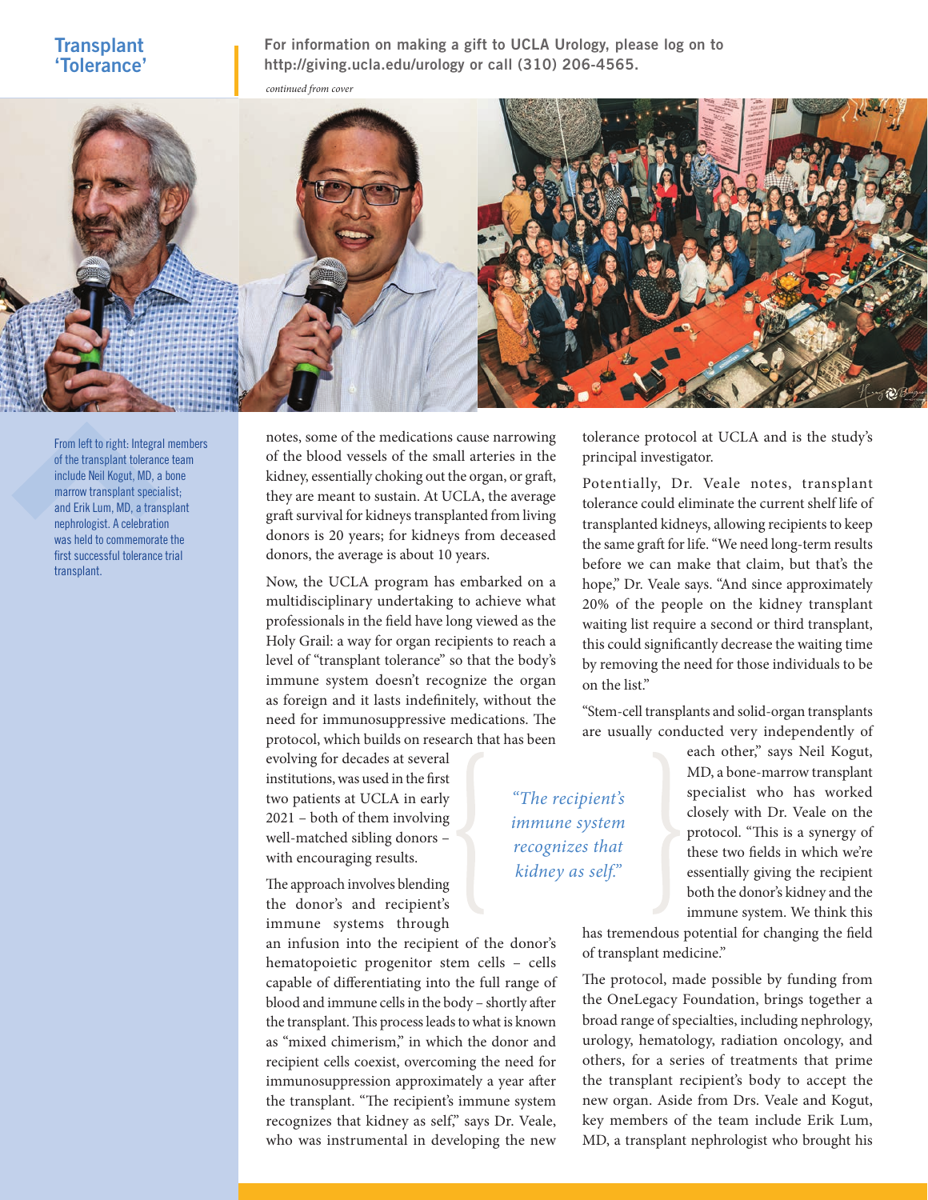# Transplant 'Tolerance'

**For information on making a gift to UCLA Urology, please log on to http://giving.ucla.edu/urology or call (310) 206-4565.**

*continued from cover*

From left to right: Integral members of the transplant tolerance team include Neil Kogut, MD, a bone marrow transplant specialist; and Erik Lum, MD, a transplant nephrologist. A celebration was held to commemorate the first successful tolerance trial transplant.

notes, some of the medications cause narrowing of the blood vessels of the small arteries in the kidney, essentially choking out the organ, or graft, they are meant to sustain. At UCLA, the average graft survival for kidneys transplanted from living donors is 20 years; for kidneys from deceased donors, the average is about 10 years.

Now, the UCLA program has embarked on a multidisciplinary undertaking to achieve what professionals in the field have long viewed as the Holy Grail: a way for organ recipients to reach a level of "transplant tolerance" so that the body's immune system doesn't recognize the organ as foreign and it lasts indefinitely, without the need for immunosuppressive medications. The protocol, which builds on research that has been evolving for decades at several institutions, was used in the first two patients at UCLA in early 2021 – both of them involving well-matched sibling donors – with encouraging results.

The approach involves blending the donor's and recipient's immune systems through an infusion into the recipient of the donor's hematopoietic progenitor stem cells – cells capable of differentiating into the full range of blood and immune cells in the body – shortly after the transplant. This process leads to what is known as "mixed chimerism," in which the donor and recipient cells coexist, overcoming the need for immunosuppression approximately a year after the transplant. "The recipient's immune system recognizes that kidney as self," says Dr. Veale, who was instrumental in developing the new tolerance protocol at UCLA and is the study's principal investigator.

> *"The recipient's immune system recognizes that kidney as self."*

Potentially, Dr. Veale notes, transplant tolerance could eliminate the current shelf life of transplanted kidneys, allowing recipients to keep the same graft for life. "We need long-term results before we can make that claim, but that's the hope," Dr. Veale says. "And since approximately 20% of the people on the kidney transplant waiting list require a second or third transplant, this could significantly decrease the waiting time by removing the need for those individuals to be on the list."

"Stem-cell transplants and solid-organ transplants are usually conducted very independently of each other," says Neil Kogut, MD, a bone-marrow transplant specialist who has worked closely with Dr. Veale on the protocol. "This is a synergy of these two fields in which we're essentially giving the recipient both the donor's kidney and the immune system. We think this has tremendous potential for changing the field of transplant medicine."

The protocol, made possible by funding from the OneLegacy Foundation, brings together a broad range of specialties, including nephrology, urology, hematology, radiation oncology, and others, for a series of treatments that prime the transplant recipient's body to accept the new organ. Aside from Drs. Veale and Kogut, key members of the team include Erik Lum, MD, a transplant nephrologist who brought his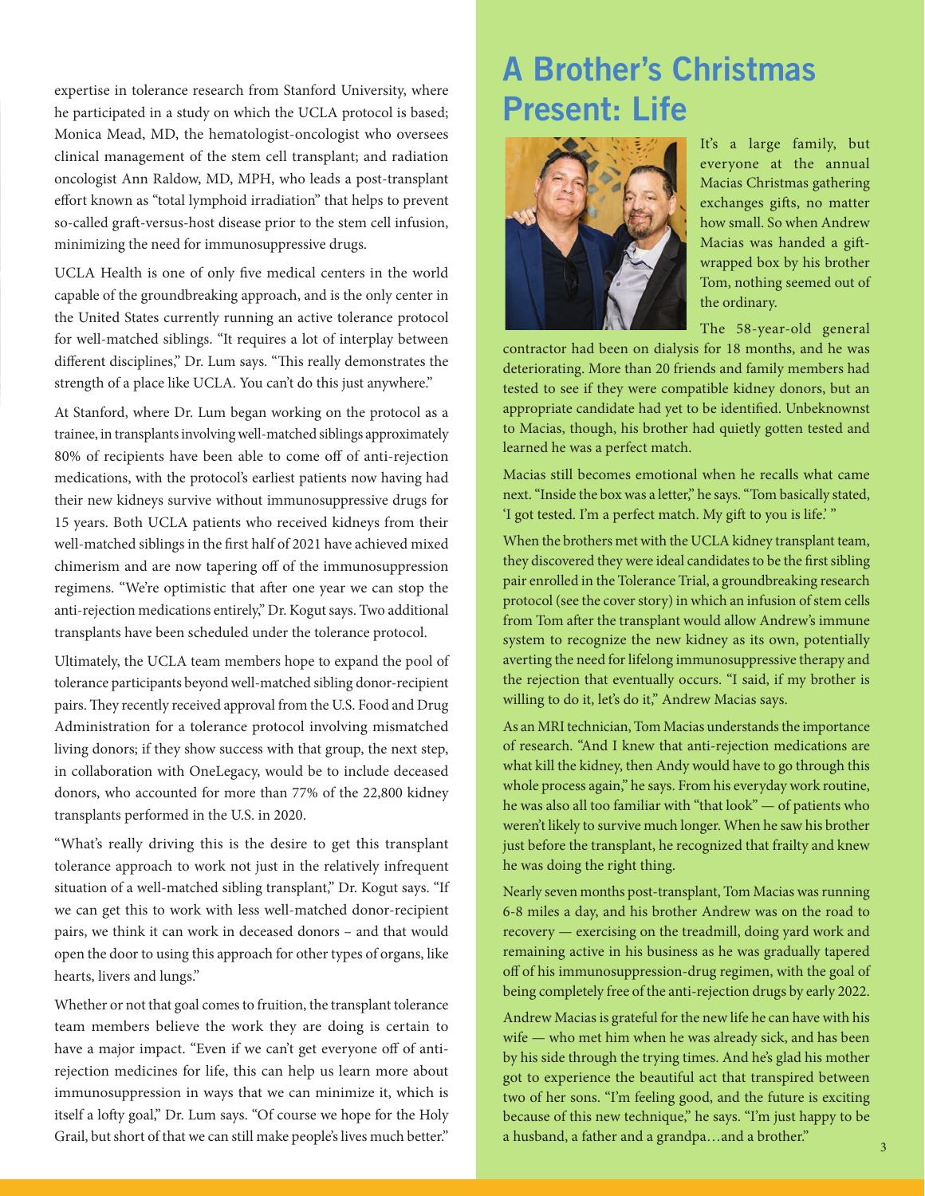expertise in tolerance research from Stanford University, where he participated in a study on which the UCLA protocol is based; Monica Mead, MD, the hematologist-oncologist who oversees clinical management of the stem cell transplant; and radiation oncologist Ann Raldow, MD, MPH, who leads a post-transplant effort known as "total lymphoid irradiation" that helps to prevent so-called graft-versus-host disease prior to the stem cell infusion, minimizing the need for immunosuppressive drugs.

UCLA Health is one of only five medical centers in the world capable of the groundbreaking approach, and is the only center in the United States currently running an active tolerance protocol for well-matched siblings. "It requires a lot of interplay between different disciplines," Dr. Lum says. "This really demonstrates the strength of a place like UCLA. You can't do this just anywhere."

At Stanford, where Dr. Lum began working on the protocol as a trainee, in transplants involving well-matched siblings approximately 80% of recipients have been able to come off of anti-rejection medications, with the protocol's earliest patients now having had their new kidneys survive without immunosuppressive drugs for 15 years. Both UCLA patients who received kidneys from their well-matched siblings in the first half of 2021 have achieved mixed chimerism and are now tapering off of the immunosuppression regimens. "We're optimistic that after one year we can stop the anti-rejection medications entirely," Dr. Kogut says. Two additional transplants have been scheduled under the tolerance protocol.

Ultimately, the UCLA team members hope to expand the pool of tolerance participants beyond well-matched sibling donor-recipient pairs. They recently received approval from the U.S. Food and Drug Administration for a tolerance protocol involving mismatched living donors; if they show success with that group, the next step, in collaboration with OneLegacy, would be to include deceased donors, who accounted for more than 77% of the 22,800 kidney transplants performed in the U.S. in 2020.

"What's really driving this is the desire to get this transplant tolerance approach to work not just in the relatively infrequent situation of a well-matched sibling transplant," Dr. Kogut says. "If we can get this to work with less well-matched donor-recipient pairs, we think it can work in deceased donors – and that would open the door to using this approach for other types of organs, like hearts, livers and lungs."

Whether or not that goal comes to fruition, the transplant tolerance team members believe the work they are doing is certain to have a major impact. "Even if we can't get everyone off of anti-rejection medicines for life, this can help us learn more about immunosuppression in ways that we can minimize it, which is itself a lofty goal," Dr. Lum says. "Of course we hope for the Holy Grail, but short of that we can still make people's lives much better."

# A Brother's Christmas Present: Life

It's a large family, but everyone at the annual Macias Christmas gathering exchanges gifts, no matter how small. So when Andrew Macias was handed a gift-wrapped box by his brother Tom, nothing seemed out of the ordinary.

The 58-year-old general contractor had been on dialysis for 18 months, and he was deteriorating. More than 20 friends and family members had tested to see if they were compatible kidney donors, but an appropriate candidate had yet to be identified. Unbeknownst to Macias, though, his brother had quietly gotten tested and learned he was a perfect match.

Macias still becomes emotional when he recalls what came next. "Inside the box was a letter," he says. "Tom basically stated, 'I got tested. I'm a perfect match. My gift to you is life.' "

When the brothers met with the UCLA kidney transplant team, they discovered they were ideal candidates to be the first sibling pair enrolled in the Tolerance Trial, a groundbreaking research protocol (see the cover story) in which an infusion of stem cells from Tom after the transplant would allow Andrew's immune system to recognize the new kidney as its own, potentially averting the need for lifelong immunosuppressive therapy and the rejection that eventually occurs. "I said, if my brother is willing to do it, let's do it," Andrew Macias says.

As an MRI technician, Tom Macias understands the importance of research. "And I knew that anti-rejection medications are what kill the kidney, then Andy would have to go through this whole process again," he says. From his everyday work routine, he was also all too familiar with "that look" — of patients who weren't likely to survive much longer. When he saw his brother just before the transplant, he recognized that frailty and knew he was doing the right thing.

Nearly seven months post-transplant, Tom Macias was running 6-8 miles a day, and his brother Andrew was on the road to recovery — exercising on the treadmill, doing yard work and remaining active in his business as he was gradually tapered off of his immunosuppression-drug regimen, with the goal of being completely free of the anti-rejection drugs by early 2022.

Andrew Macias is grateful for the new life he can have with his wife — who met him when he was already sick, and has been by his side through the trying times. And he's glad his mother got to experience the beautiful act that transpired between two of her sons. "I'm feeling good, and the future is exciting because of this new technique," he says. "I'm just happy to be a husband, a father and a grandpa…and a brother."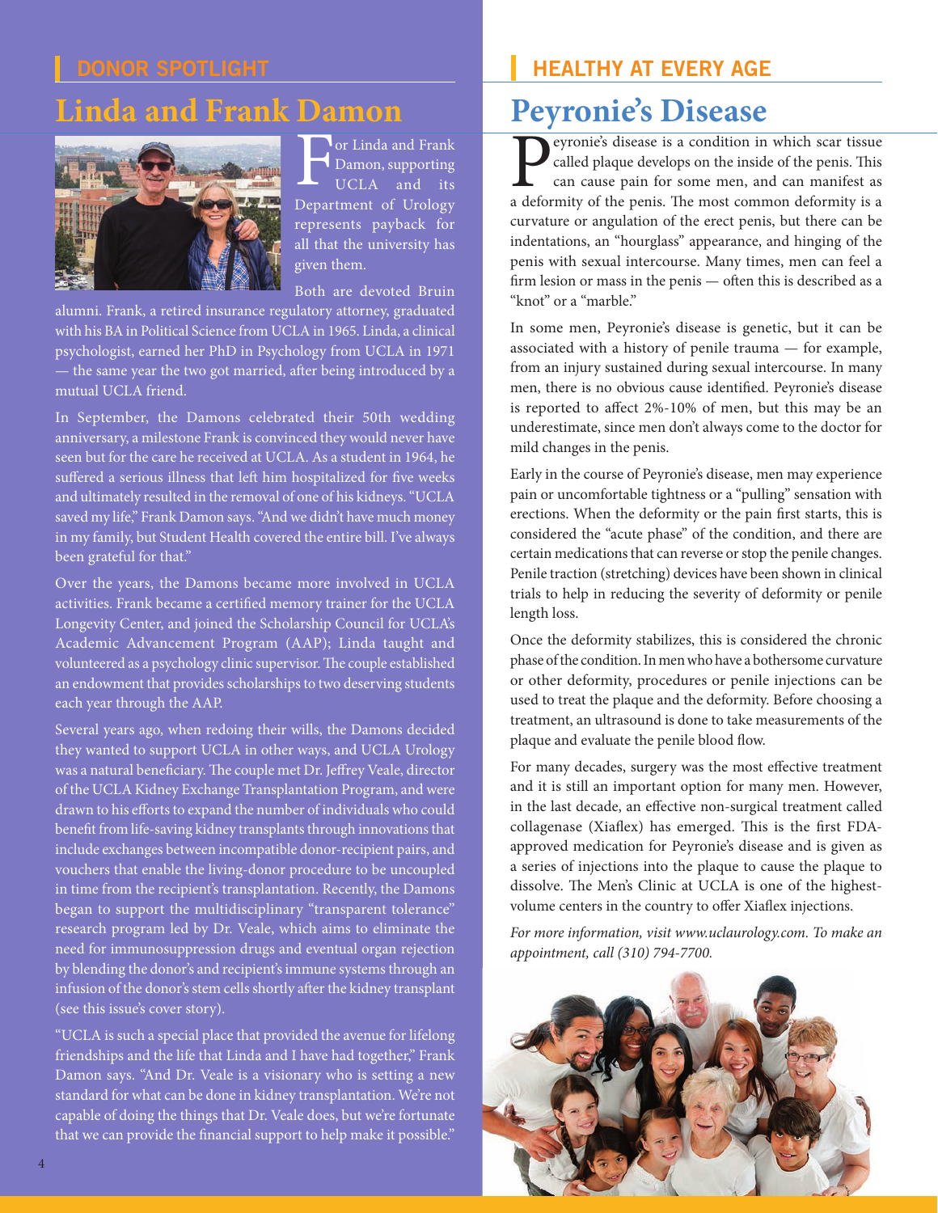## DONOR SPOTLIGHT

# Linda and Frank Damon

For Linda and Frank Damon, supporting UCLA and its Department of Urology represents payback for all that the university has given them.

Both are devoted Bruin alumni. Frank, a retired insurance regulatory attorney, graduated with his BA in Political Science from UCLA in 1965. Linda, a clinical psychologist, earned her PhD in Psychology from UCLA in 1971 — the same year the two got married, after being introduced by a mutual UCLA friend.

In September, the Damons celebrated their 50th wedding anniversary, a milestone Frank is convinced they would never have seen but for the care he received at UCLA. As a student in 1964, he suffered a serious illness that left him hospitalized for five weeks and ultimately resulted in the removal of one of his kidneys. "UCLA saved my life," Frank Damon says. "And we didn't have much money in my family, but Student Health covered the entire bill. I've always been grateful for that."

Over the years, the Damons became more involved in UCLA activities. Frank became a certified memory trainer for the UCLA Longevity Center, and joined the Scholarship Council for UCLA's Academic Advancement Program (AAP); Linda taught and volunteered as a psychology clinic supervisor. The couple established an endowment that provides scholarships to two deserving students each year through the AAP.

Several years ago, when redoing their wills, the Damons decided they wanted to support UCLA in other ways, and UCLA Urology was a natural beneficiary. The couple met Dr. Jeffrey Veale, director of the UCLA Kidney Exchange Transplantation Program, and were drawn to his efforts to expand the number of individuals who could benefit from life-saving kidney transplants through innovations that include exchanges between incompatible donor-recipient pairs, and vouchers that enable the living-donor procedure to be uncoupled in time from the recipient's transplantation. Recently, the Damons began to support the multidisciplinary "transparent tolerance" research program led by Dr. Veale, which aims to eliminate the need for immunosuppression drugs and eventual organ rejection by blending the donor's and recipient's immune systems through an infusion of the donor's stem cells shortly after the kidney transplant (see this issue's cover story).

"UCLA is such a special place that provided the avenue for lifelong friendships and the life that Linda and I have had together," Frank Damon says. "And Dr. Veale is a visionary who is setting a new standard for what can be done in kidney transplantation. We're not capable of doing the things that Dr. Veale does, but we're fortunate that we can provide the financial support to help make it possible."

## HEALTHY AT EVERY AGE

# Peyronie's Disease

Peyronie's disease is a condition in which scar tissue called plaque develops on the inside of the penis. This can cause pain for some men, and can manifest as a deformity of the penis. The most common deformity is a curvature or angulation of the erect penis, but there can be indentations, an "hourglass" appearance, and hinging of the penis with sexual intercourse. Many times, men can feel a firm lesion or mass in the penis — often this is described as a "knot" or a "marble."

In some men, Peyronie's disease is genetic, but it can be associated with a history of penile trauma — for example, from an injury sustained during sexual intercourse. In many men, there is no obvious cause identified. Peyronie's disease is reported to affect 2%-10% of men, but this may be an underestimate, since men don't always come to the doctor for mild changes in the penis.

Early in the course of Peyronie's disease, men may experience pain or uncomfortable tightness or a "pulling" sensation with erections. When the deformity or the pain first starts, this is considered the "acute phase" of the condition, and there are certain medications that can reverse or stop the penile changes. Penile traction (stretching) devices have been shown in clinical trials to help in reducing the severity of deformity or penile length loss.

Once the deformity stabilizes, this is considered the chronic phase of the condition. In men who have a bothersome curvature or other deformity, procedures or penile injections can be used to treat the plaque and the deformity. Before choosing a treatment, an ultrasound is done to take measurements of the plaque and evaluate the penile blood flow.

For many decades, surgery was the most effective treatment and it is still an important option for many men. However, in the last decade, an effective non-surgical treatment called collagenase (Xiaflex) has emerged. This is the first FDA-approved medication for Peyronie's disease and is given as a series of injections into the plaque to cause the plaque to dissolve. The Men's Clinic at UCLA is one of the highest-volume centers in the country to offer Xiaflex injections.

*For more information, visit www.uclaurology.com. To make an appointment, call (310) 794-7700.*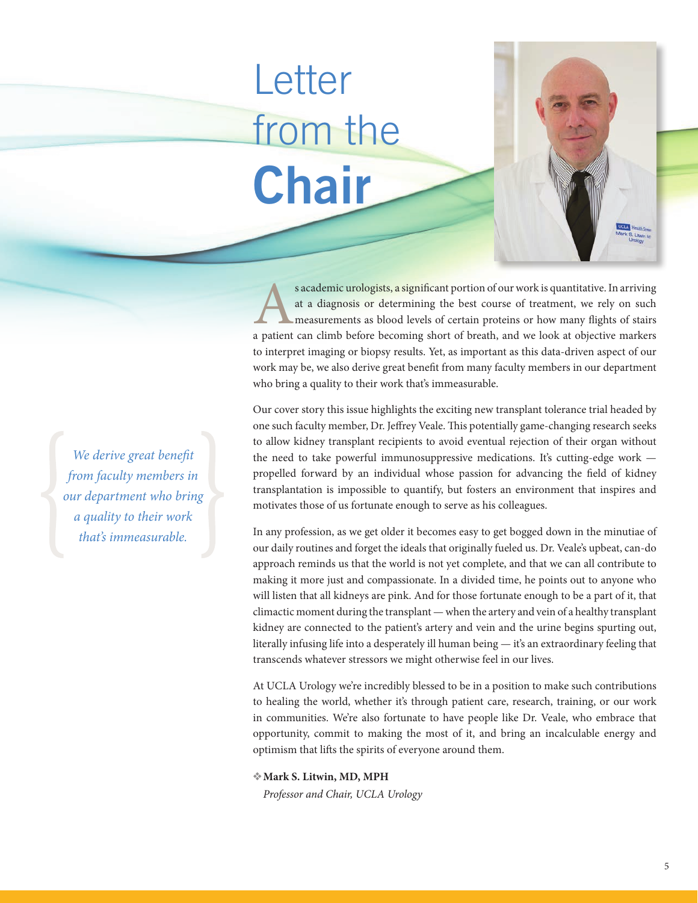# Letter from the **Chair**

As academic urologists, a significant portion of our work is quantitative. In arriving at a diagnosis or determining the best course of treatment, we rely on such measurements as blood levels of certain proteins or how many flights of stairs a patient can climb before becoming short of breath, and we look at objective markers to interpret imaging or biopsy results. Yet, as important as this data-driven aspect of our work may be, we also derive great benefit from many faculty members in our department who bring a quality to their work that's immeasurable.

*We derive great benefit from faculty members in our department who bring a quality to their work that's immeasurable.*

Our cover story this issue highlights the exciting new transplant tolerance trial headed by one such faculty member, Dr. Jeffrey Veale. This potentially game-changing research seeks to allow kidney transplant recipients to avoid eventual rejection of their organ without the need to take powerful immunosuppressive medications. It's cutting-edge work — propelled forward by an individual whose passion for advancing the field of kidney transplantation is impossible to quantify, but fosters an environment that inspires and motivates those of us fortunate enough to serve as his colleagues.

In any profession, as we get older it becomes easy to get bogged down in the minutiae of our daily routines and forget the ideals that originally fueled us. Dr. Veale's upbeat, can-do approach reminds us that the world is not yet complete, and that we can all contribute to making it more just and compassionate. In a divided time, he points out to anyone who will listen that all kidneys are pink. And for those fortunate enough to be a part of it, that climactic moment during the transplant — when the artery and vein of a healthy transplant kidney are connected to the patient's artery and vein and the urine begins spurting out, literally infusing life into a desperately ill human being — it's an extraordinary feeling that transcends whatever stressors we might otherwise feel in our lives.

At UCLA Urology we're incredibly blessed to be in a position to make such contributions to healing the world, whether it's through patient care, research, training, or our work in communities. We're also fortunate to have people like Dr. Veale, who embrace that opportunity, commit to making the most of it, and bring an incalculable energy and optimism that lifts the spirits of everyone around them.

❖ **Mark S. Litwin, MD, MPH**
*Professor and Chair, UCLA Urology*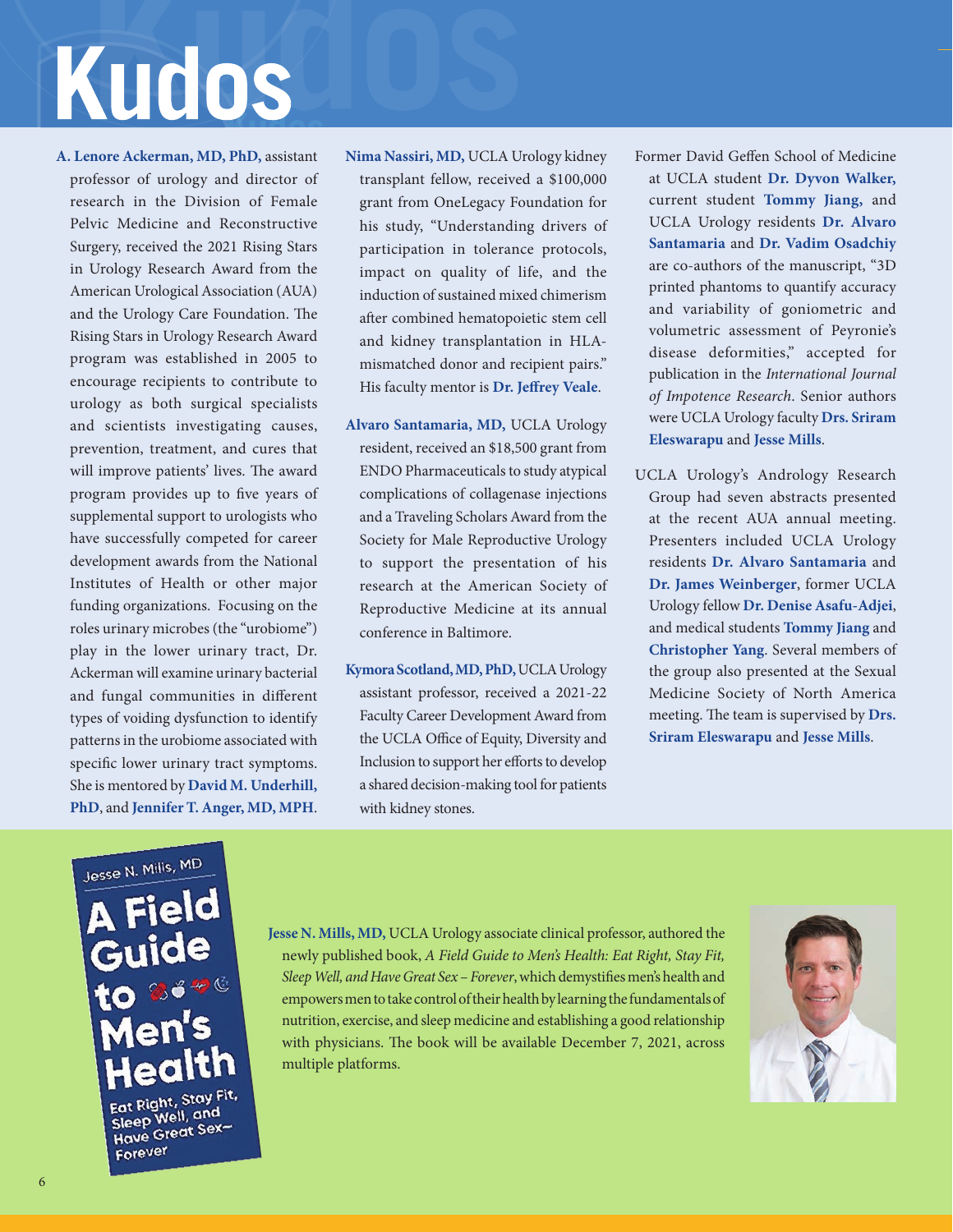# Kudos

**A. Lenore Ackerman, MD, PhD,** assistant professor of urology and director of research in the Division of Female Pelvic Medicine and Reconstructive Surgery, received the 2021 Rising Stars in Urology Research Award from the American Urological Association (AUA) and the Urology Care Foundation. The Rising Stars in Urology Research Award program was established in 2005 to encourage recipients to contribute to urology as both surgical specialists and scientists investigating causes, prevention, treatment, and cures that will improve patients' lives. The award program provides up to five years of supplemental support to urologists who have successfully competed for career development awards from the National Institutes of Health or other major funding organizations. Focusing on the roles urinary microbes (the "urobiome") play in the lower urinary tract, Dr. Ackerman will examine urinary bacterial and fungal communities in different types of voiding dysfunction to identify patterns in the urobiome associated with specific lower urinary tract symptoms. She is mentored by **David M. Underhill, PhD**, and **Jennifer T. Anger, MD, MPH**.

**Nima Nassiri, MD,** UCLA Urology kidney transplant fellow, received a $100,000 grant from OneLegacy Foundation for his study, "Understanding drivers of participation in tolerance protocols, impact on quality of life, and the induction of sustained mixed chimerism after combined hematopoietic stem cell and kidney transplantation in HLA-mismatched donor and recipient pairs." His faculty mentor is **Dr. Jeffrey Veale**.

**Alvaro Santamaria, MD,** UCLA Urology resident, received an $18,500 grant from ENDO Pharmaceuticals to study atypical complications of collagenase injections and a Traveling Scholars Award from the Society for Male Reproductive Urology to support the presentation of his research at the American Society of Reproductive Medicine at its annual conference in Baltimore.

**Kymora Scotland, MD, PhD,** UCLA Urology assistant professor, received a 2021-22 Faculty Career Development Award from the UCLA Office of Equity, Diversity and Inclusion to support her efforts to develop a shared decision-making tool for patients with kidney stones.

Former David Geffen School of Medicine at UCLA student **Dr. Dyvon Walker,** current student **Tommy Jiang,** and UCLA Urology residents **Dr. Alvaro Santamaria** and **Dr. Vadim Osadchiy** are co-authors of the manuscript, "3D printed phantoms to quantify accuracy and variability of goniometric and volumetric assessment of Peyronie's disease deformities," accepted for publication in the *International Journal of Impotence Research*. Senior authors were UCLA Urology faculty **Drs. Sriram Eleswarapu** and **Jesse Mills**.

UCLA Urology's Andrology Research Group had seven abstracts presented at the recent AUA annual meeting. Presenters included UCLA Urology residents **Dr. Alvaro Santamaria** and **Dr. James Weinberger**, former UCLA Urology fellow **Dr. Denise Asafu-Adjei**, and medical students **Tommy Jiang** and **Christopher Yang**. Several members of the group also presented at the Sexual Medicine Society of North America meeting. The team is supervised by **Drs. Sriram Eleswarapu** and **Jesse Mills**.

**Jesse N. Mills, MD,** UCLA Urology associate clinical professor, authored the newly published book, *A Field Guide to Men's Health: Eat Right, Stay Fit, Sleep Well, and Have Great Sex – Forever*, which demystifies men's health and empowers men to take control of their health by learning the fundamentals of nutrition, exercise, and sleep medicine and establishing a good relationship with physicians. The book will be available December 7, 2021, across multiple platforms.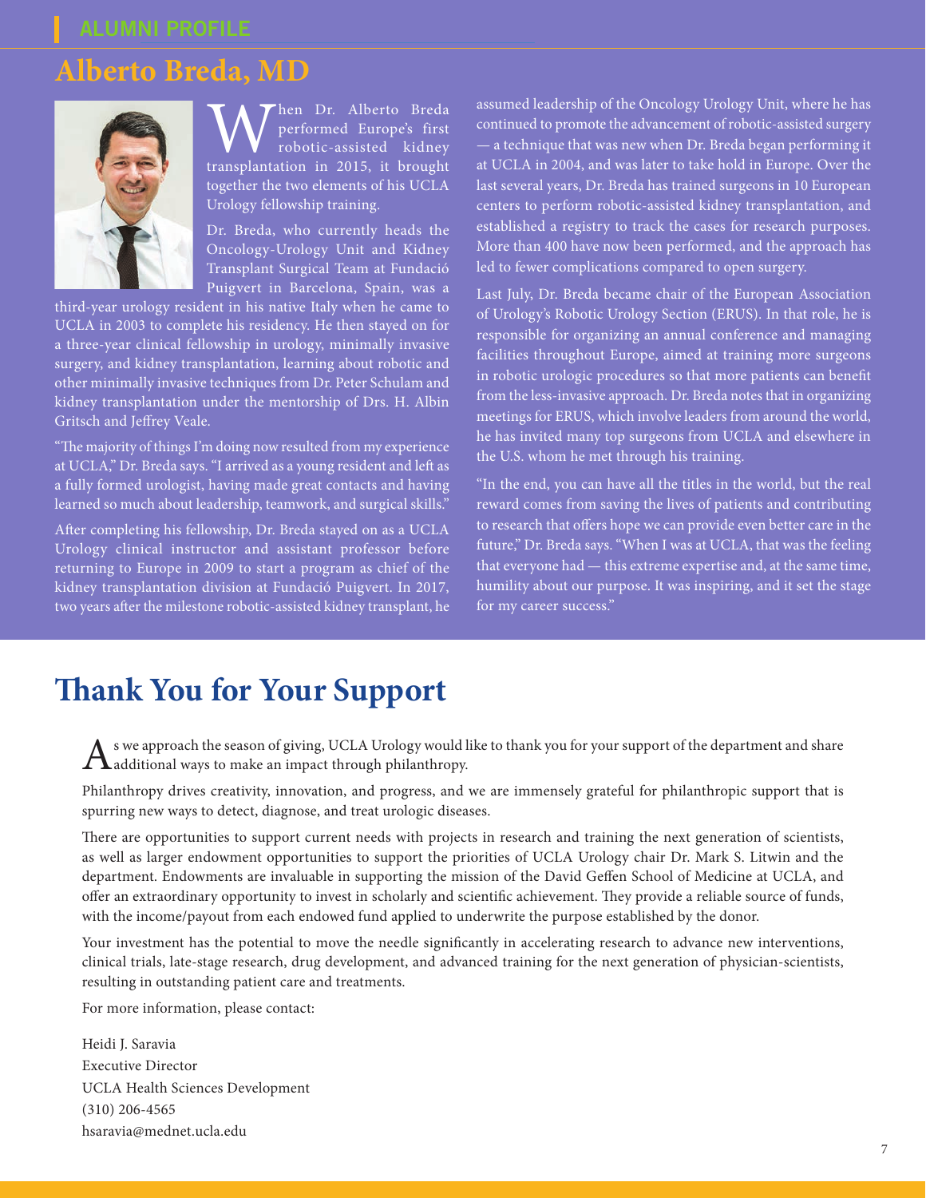ALUMNI PROFILE

# Alberto Breda, MD

When Dr. Alberto Breda performed Europe's first robotic-assisted kidney transplantation in 2015, it brought together the two elements of his UCLA Urology fellowship training.

Dr. Breda, who currently heads the Oncology-Urology Unit and Kidney Transplant Surgical Team at Fundació Puigvert in Barcelona, Spain, was a third-year urology resident in his native Italy when he came to UCLA in 2003 to complete his residency. He then stayed on for a three-year clinical fellowship in urology, minimally invasive surgery, and kidney transplantation, learning about robotic and other minimally invasive techniques from Dr. Peter Schulam and kidney transplantation under the mentorship of Drs. H. Albin Gritsch and Jeffrey Veale.

"The majority of things I'm doing now resulted from my experience at UCLA," Dr. Breda says. "I arrived as a young resident and left as a fully formed urologist, having made great contacts and having learned so much about leadership, teamwork, and surgical skills."

After completing his fellowship, Dr. Breda stayed on as a UCLA Urology clinical instructor and assistant professor before returning to Europe in 2009 to start a program as chief of the kidney transplantation division at Fundació Puigvert. In 2017, two years after the milestone robotic-assisted kidney transplant, he assumed leadership of the Oncology Urology Unit, where he has continued to promote the advancement of robotic-assisted surgery — a technique that was new when Dr. Breda began performing it at UCLA in 2004, and was later to take hold in Europe. Over the last several years, Dr. Breda has trained surgeons in 10 European centers to perform robotic-assisted kidney transplantation, and established a registry to track the cases for research purposes. More than 400 have now been performed, and the approach has led to fewer complications compared to open surgery.

Last July, Dr. Breda became chair of the European Association of Urology's Robotic Urology Section (ERUS). In that role, he is responsible for organizing an annual conference and managing facilities throughout Europe, aimed at training more surgeons in robotic urologic procedures so that more patients can benefit from the less-invasive approach. Dr. Breda notes that in organizing meetings for ERUS, which involve leaders from around the world, he has invited many top surgeons from UCLA and elsewhere in the U.S. whom he met through his training.

"In the end, you can have all the titles in the world, but the real reward comes from saving the lives of patients and contributing to research that offers hope we can provide even better care in the future," Dr. Breda says. "When I was at UCLA, that was the feeling that everyone had — this extreme expertise and, at the same time, humility about our purpose. It was inspiring, and it set the stage for my career success."

# Thank You for Your Support

As we approach the season of giving, UCLA Urology would like to thank you for your support of the department and share additional ways to make an impact through philanthropy.

Philanthropy drives creativity, innovation, and progress, and we are immensely grateful for philanthropic support that is spurring new ways to detect, diagnose, and treat urologic diseases.

There are opportunities to support current needs with projects in research and training the next generation of scientists, as well as larger endowment opportunities to support the priorities of UCLA Urology chair Dr. Mark S. Litwin and the department. Endowments are invaluable in supporting the mission of the David Geffen School of Medicine at UCLA, and offer an extraordinary opportunity to invest in scholarly and scientific achievement. They provide a reliable source of funds, with the income/payout from each endowed fund applied to underwrite the purpose established by the donor.

Your investment has the potential to move the needle significantly in accelerating research to advance new interventions, clinical trials, late-stage research, drug development, and advanced training for the next generation of physician-scientists, resulting in outstanding patient care and treatments.

For more information, please contact:

Heidi J. Saravia
Executive Director
UCLA Health Sciences Development
(310) 206-4565
hsaravia@mednet.ucla.edu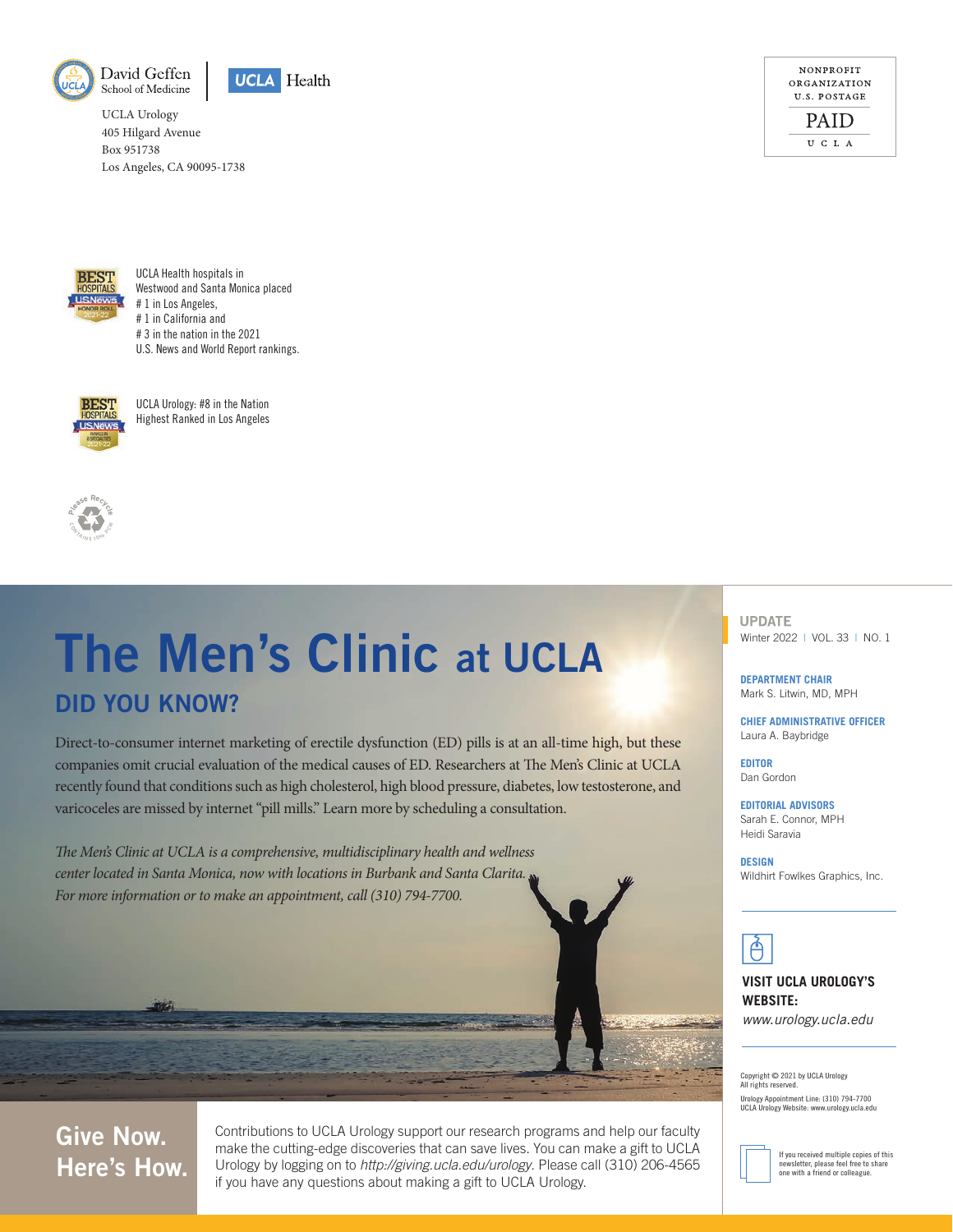David Geffen School of Medicine | UCLA Health

UCLA Urology
405 Hilgard Avenue
Box 951738
Los Angeles, CA 90095-1738

NONPROFIT ORGANIZATION
U.S. POSTAGE
PAID
UCLA

UCLA Health hospitals in Westwood and Santa Monica placed # 1 in Los Angeles, # 1 in California and # 3 in the nation in the 2021 U.S. News and World Report rankings.

UCLA Urology: #8 in the Nation
Highest Ranked in Los Angeles

Please Recycle

# The Men's Clinic at UCLA

## DID YOU KNOW?

Direct-to-consumer internet marketing of erectile dysfunction (ED) pills is at an all-time high, but these companies omit crucial evaluation of the medical causes of ED. Researchers at The Men's Clinic at UCLA recently found that conditions such as high cholesterol, high blood pressure, diabetes, low testosterone, and varicoceles are missed by internet "pill mills." Learn more by scheduling a consultation.

*The Men's Clinic at UCLA is a comprehensive, multidisciplinary health and wellness center located in Santa Monica, now with locations in Burbank and Santa Clarita. For more information or to make an appointment, call (310) 794-7700.*

## Give Now. Here's How.

Contributions to UCLA Urology support our research programs and help our faculty make the cutting-edge discoveries that can save lives. You can make a gift to UCLA Urology by logging on to *http://giving.ucla.edu/urology*. Please call (310) 206-4565 if you have any questions about making a gift to UCLA Urology.

**UPDATE**
Winter 2022 | VOL. 33 | NO. 1

**DEPARTMENT CHAIR**
Mark S. Litwin, MD, MPH

**CHIEF ADMINISTRATIVE OFFICER**
Laura A. Baybridge

**EDITOR**
Dan Gordon

**EDITORIAL ADVISORS**
Sarah E. Connor, MPH
Heidi Saravia

**DESIGN**
Wildhirt Fowlkes Graphics, Inc.

**VISIT UCLA UROLOGY'S WEBSITE:**
*www.urology.ucla.edu*

Copyright © 2021 by UCLA Urology
All rights reserved.

Urology Appointment Line: (310) 794-7700
UCLA Urology Website: www.urology.ucla.edu

If you received multiple copies of this newsletter, please feel free to share one with a friend or colleague.